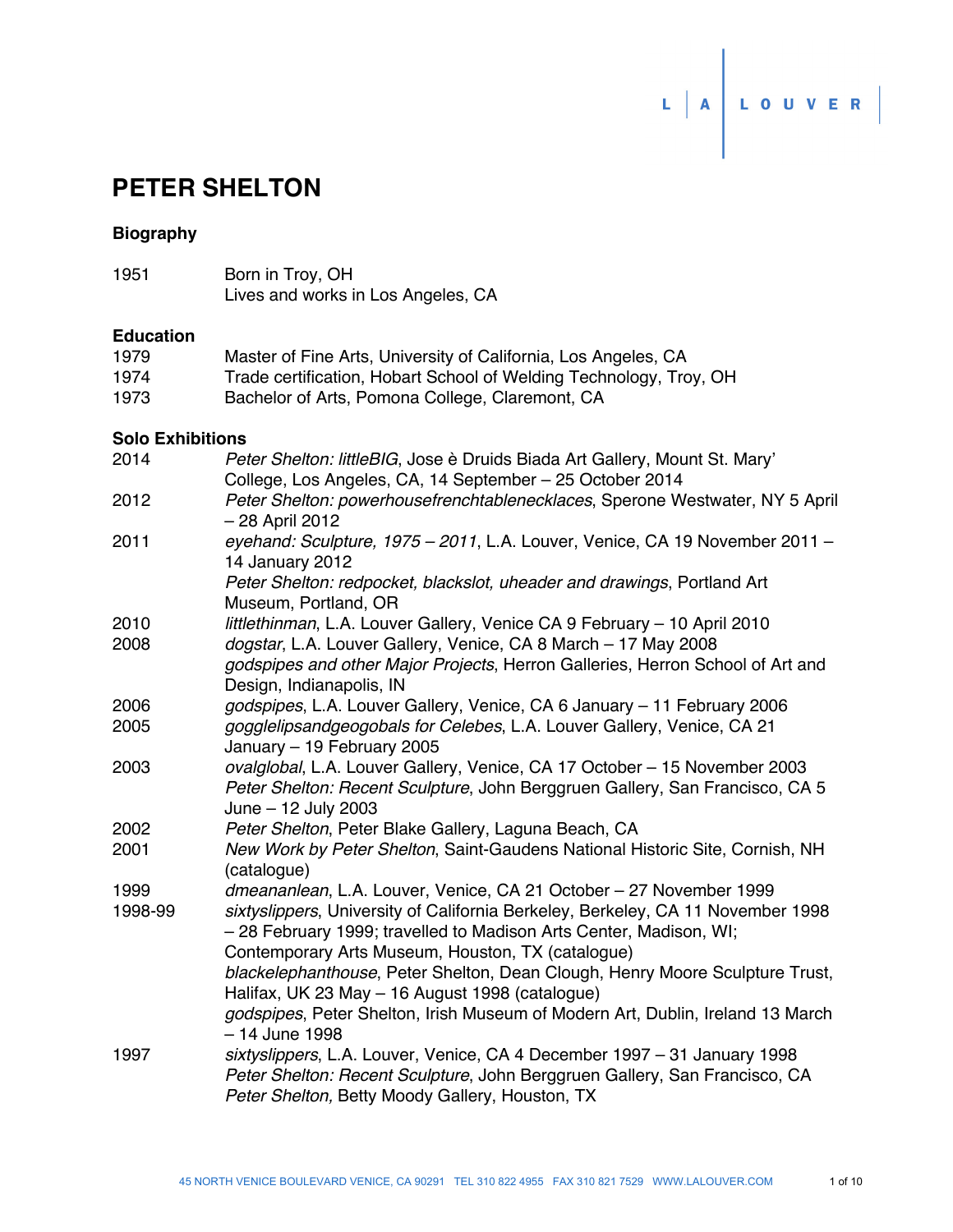L | A | L O U V E R

# PETER SHELTON

## Biography

1951 Born in Troy, OH
Lives and works in Los Angeles, CA

## Education

1979 Master of Fine Arts, University of California, Los Angeles, CA
1974 Trade certification, Hobart School of Welding Technology, Troy, OH
1973 Bachelor of Arts, Pomona College, Claremont, CA

## Solo Exhibitions

2014 *Peter Shelton: littleBIG*, Jose è Druids Biada Art Gallery, Mount St. Mary' College, Los Angeles, CA, 14 September – 25 October 2014

2012 *Peter Shelton: powerhousefrenchtablenecklaces*, Sperone Westwater, NY 5 April – 28 April 2012

2011 *eyehand: Sculpture, 1975 – 2011*, L.A. Louver, Venice, CA 19 November 2011 – 14 January 2012
*Peter Shelton: redpocket, blackslot, uheader and drawings*, Portland Art Museum, Portland, OR

2010 *littlethinman*, L.A. Louver Gallery, Venice CA 9 February – 10 April 2010

2008 *dogstar*, L.A. Louver Gallery, Venice, CA 8 March – 17 May 2008
*godspipes and other Major Projects*, Herron Galleries, Herron School of Art and Design, Indianapolis, IN

2006 *godspipes*, L.A. Louver Gallery, Venice, CA 6 January – 11 February 2006

2005 *gogglelipsandgeogobals for Celebes*, L.A. Louver Gallery, Venice, CA 21 January – 19 February 2005

2003 *ovalglobal*, L.A. Louver Gallery, Venice, CA 17 October – 15 November 2003
*Peter Shelton: Recent Sculpture*, John Berggruen Gallery, San Francisco, CA 5 June – 12 July 2003

2002 *Peter Shelton*, Peter Blake Gallery, Laguna Beach, CA

2001 *New Work by Peter Shelton*, Saint-Gaudens National Historic Site, Cornish, NH (catalogue)

1999 *dmeananlean*, L.A. Louver, Venice, CA 21 October – 27 November 1999

1998-99 *sixtyslippers*, University of California Berkeley, Berkeley, CA 11 November 1998 – 28 February 1999; travelled to Madison Arts Center, Madison, WI; Contemporary Arts Museum, Houston, TX (catalogue)
*blackelephanthouse*, Peter Shelton, Dean Clough, Henry Moore Sculpture Trust, Halifax, UK 23 May – 16 August 1998 (catalogue)
*godspipes*, Peter Shelton, Irish Museum of Modern Art, Dublin, Ireland 13 March – 14 June 1998

1997 *sixtyslippers*, L.A. Louver, Venice, CA 4 December 1997 – 31 January 1998
*Peter Shelton: Recent Sculpture*, John Berggruen Gallery, San Francisco, CA
*Peter Shelton,* Betty Moody Gallery, Houston, TX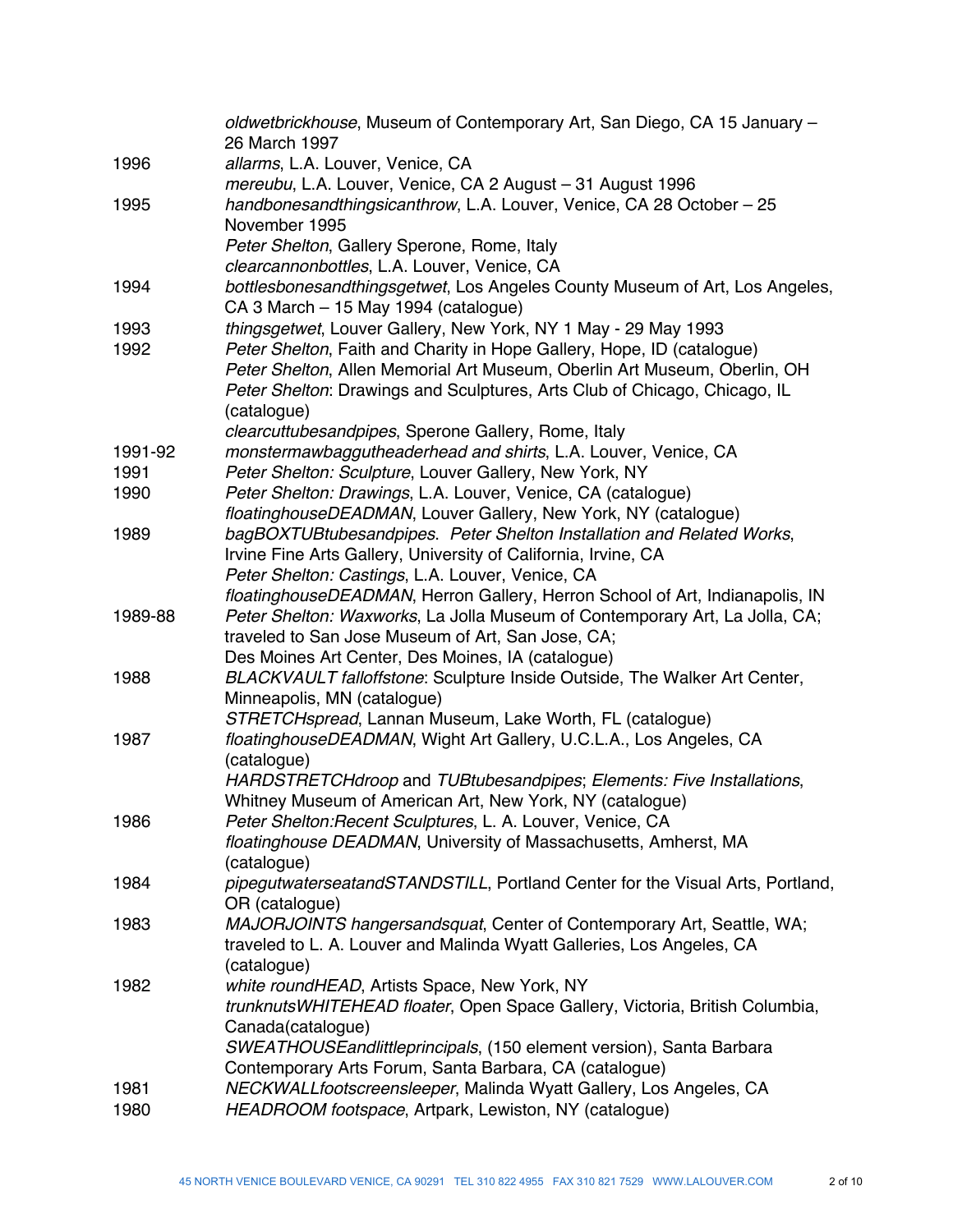| | |
|---|---|
| | *oldwetbrickhouse*, Museum of Contemporary Art, San Diego, CA 15 January – 26 March 1997 |
| 1996 | *allarms*, L.A. Louver, Venice, CA |
| | *mereubu*, L.A. Louver, Venice, CA 2 August – 31 August 1996 |
| 1995 | *handbonesandthingsicanthrow*, L.A. Louver, Venice, CA 28 October – 25 November 1995 |
| | *Peter Shelton*, Gallery Sperone, Rome, Italy |
| | *clearcannonbottles*, L.A. Louver, Venice, CA |
| 1994 | *bottlesbonesandthingsgetwet*, Los Angeles County Museum of Art, Los Angeles, CA 3 March – 15 May 1994 (catalogue) |
| 1993 | *thingsgetwet*, Louver Gallery, New York, NY 1 May - 29 May 1993 |
| 1992 | *Peter Shelton*, Faith and Charity in Hope Gallery, Hope, ID (catalogue) |
| | *Peter Shelton*, Allen Memorial Art Museum, Oberlin Art Museum, Oberlin, OH |
| | *Peter Shelton*: Drawings and Sculptures, Arts Club of Chicago, Chicago, IL (catalogue) |
| | *clearcuttubesandpipes*, Sperone Gallery, Rome, Italy |
| 1991-92 | *monstermawbaggutheaderhead and shirts*, L.A. Louver, Venice, CA |
| 1991 | *Peter Shelton: Sculpture*, Louver Gallery, New York, NY |
| 1990 | *Peter Shelton: Drawings*, L.A. Louver, Venice, CA (catalogue) |
| | *floatinghouseDEADMAN*, Louver Gallery, New York, NY (catalogue) |
| 1989 | *bagBOXTUBtubesandpipes. Peter Shelton Installation and Related Works*, Irvine Fine Arts Gallery, University of California, Irvine, CA |
| | *Peter Shelton: Castings*, L.A. Louver, Venice, CA |
| | *floatinghouseDEADMAN*, Herron Gallery, Herron School of Art, Indianapolis, IN |
| 1989-88 | *Peter Shelton: Waxworks*, La Jolla Museum of Contemporary Art, La Jolla, CA; traveled to San Jose Museum of Art, San Jose, CA; Des Moines Art Center, Des Moines, IA (catalogue) |
| 1988 | *BLACKVAULT falloffstone*: Sculpture Inside Outside, The Walker Art Center, Minneapolis, MN (catalogue) |
| | *STRETCHspread*, Lannan Museum, Lake Worth, FL (catalogue) |
| 1987 | *floatinghouseDEADMAN*, Wight Art Gallery, U.C.L.A., Los Angeles, CA (catalogue) |
| | *HARDSTRETCHdroop* and *TUBtubesandpipes*; *Elements: Five Installations*, Whitney Museum of American Art, New York, NY (catalogue) |
| 1986 | *Peter Shelton:Recent Sculptures*, L. A. Louver, Venice, CA |
| | *floatinghouse DEADMAN*, University of Massachusetts, Amherst, MA (catalogue) |
| 1984 | *pipegutwaterseatandSTANDSTILL*, Portland Center for the Visual Arts, Portland, OR (catalogue) |
| 1983 | *MAJORJOINTS hangersandsquat*, Center of Contemporary Art, Seattle, WA; traveled to L. A. Louver and Malinda Wyatt Galleries, Los Angeles, CA (catalogue) |
| 1982 | *white roundHEAD*, Artists Space, New York, NY |
| | *trunknutsWHITEHEAD floater*, Open Space Gallery, Victoria, British Columbia, Canada(catalogue) |
| | *SWEATHOUSEandlittleprincipals*, (150 element version), Santa Barbara Contemporary Arts Forum, Santa Barbara, CA (catalogue) |
| 1981 | *NECKWALLfootscreensleeper*, Malinda Wyatt Gallery, Los Angeles, CA |
| 1980 | *HEADROOM footspace*, Artpark, Lewiston, NY (catalogue) |

45 NORTH VENICE BOULEVARD VENICE, CA 90291 TEL 310 822 4955 FAX 310 821 7529 WWW.LALOUVER.COM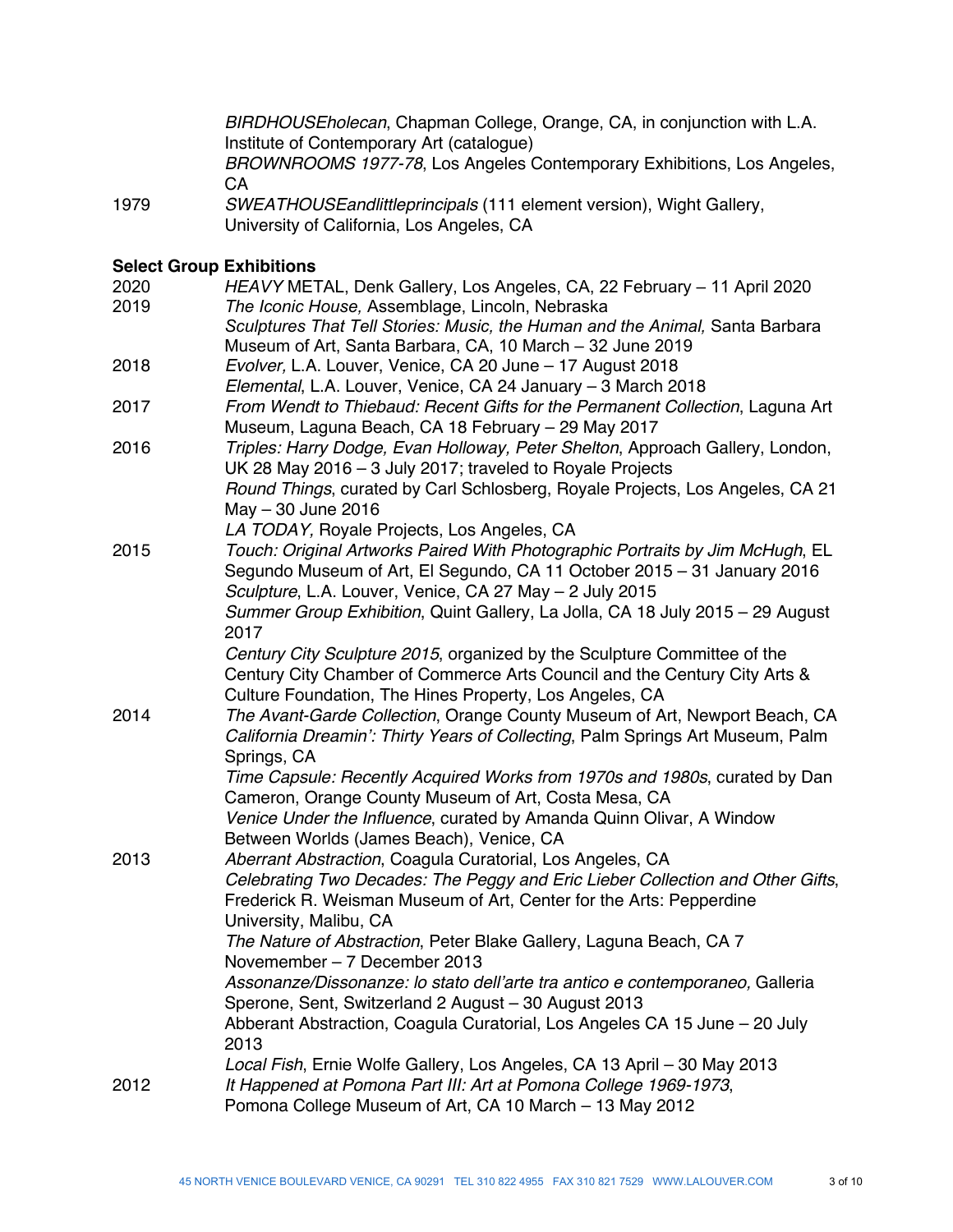*BIRDHOUSEholecan*, Chapman College, Orange, CA, in conjunction with L.A. Institute of Contemporary Art (catalogue)
*BROWNROOMS 1977-78*, Los Angeles Contemporary Exhibitions, Los Angeles, CA

1979 *SWEATHOUSEandlittleprincipals* (111 element version), Wight Gallery, University of California, Los Angeles, CA

**Select Group Exhibitions**

2020 *HEAVY* METAL, Denk Gallery, Los Angeles, CA, 22 February – 11 April 2020

2019 *The Iconic House,* Assemblage, Lincoln, Nebraska
*Sculptures That Tell Stories: Music, the Human and the Animal,* Santa Barbara Museum of Art, Santa Barbara, CA, 10 March – 32 June 2019

2018 *Evolver,* L.A. Louver, Venice, CA 20 June – 17 August 2018
*Elemental*, L.A. Louver, Venice, CA 24 January – 3 March 2018

2017 *From Wendt to Thiebaud: Recent Gifts for the Permanent Collection*, Laguna Art Museum, Laguna Beach, CA 18 February – 29 May 2017

2016 *Triples: Harry Dodge, Evan Holloway, Peter Shelton*, Approach Gallery, London, UK 28 May 2016 – 3 July 2017; traveled to Royale Projects
*Round Things*, curated by Carl Schlosberg, Royale Projects, Los Angeles, CA 21 May – 30 June 2016
*LA TODAY,* Royale Projects, Los Angeles, CA

2015 *Touch: Original Artworks Paired With Photographic Portraits by Jim McHugh*, EL Segundo Museum of Art, El Segundo, CA 11 October 2015 – 31 January 2016
*Sculpture*, L.A. Louver, Venice, CA 27 May – 2 July 2015
*Summer Group Exhibition*, Quint Gallery, La Jolla, CA 18 July 2015 – 29 August 2017
*Century City Sculpture 2015*, organized by the Sculpture Committee of the Century City Chamber of Commerce Arts Council and the Century City Arts & Culture Foundation, The Hines Property, Los Angeles, CA

2014 *The Avant-Garde Collection*, Orange County Museum of Art, Newport Beach, CA
*California Dreamin': Thirty Years of Collecting*, Palm Springs Art Museum, Palm Springs, CA
*Time Capsule: Recently Acquired Works from 1970s and 1980s*, curated by Dan Cameron, Orange County Museum of Art, Costa Mesa, CA
*Venice Under the Influence*, curated by Amanda Quinn Olivar, A Window Between Worlds (James Beach), Venice, CA

2013 *Aberrant Abstraction*, Coagula Curatorial, Los Angeles, CA
*Celebrating Two Decades: The Peggy and Eric Lieber Collection and Other Gifts*, Frederick R. Weisman Museum of Art, Center for the Arts: Pepperdine University, Malibu, CA
*The Nature of Abstraction*, Peter Blake Gallery, Laguna Beach, CA 7 Novemember – 7 December 2013
*Assonanze/Dissonanze: lo stato dell'arte tra antico e contemporaneo,* Galleria Sperone, Sent, Switzerland 2 August – 30 August 2013
Abberant Abstraction, Coagula Curatorial, Los Angeles CA 15 June – 20 July 2013
*Local Fish*, Ernie Wolfe Gallery, Los Angeles, CA 13 April – 30 May 2013

2012 *It Happened at Pomona Part III: Art at Pomona College 1969-1973*, Pomona College Museum of Art, CA 10 March – 13 May 2012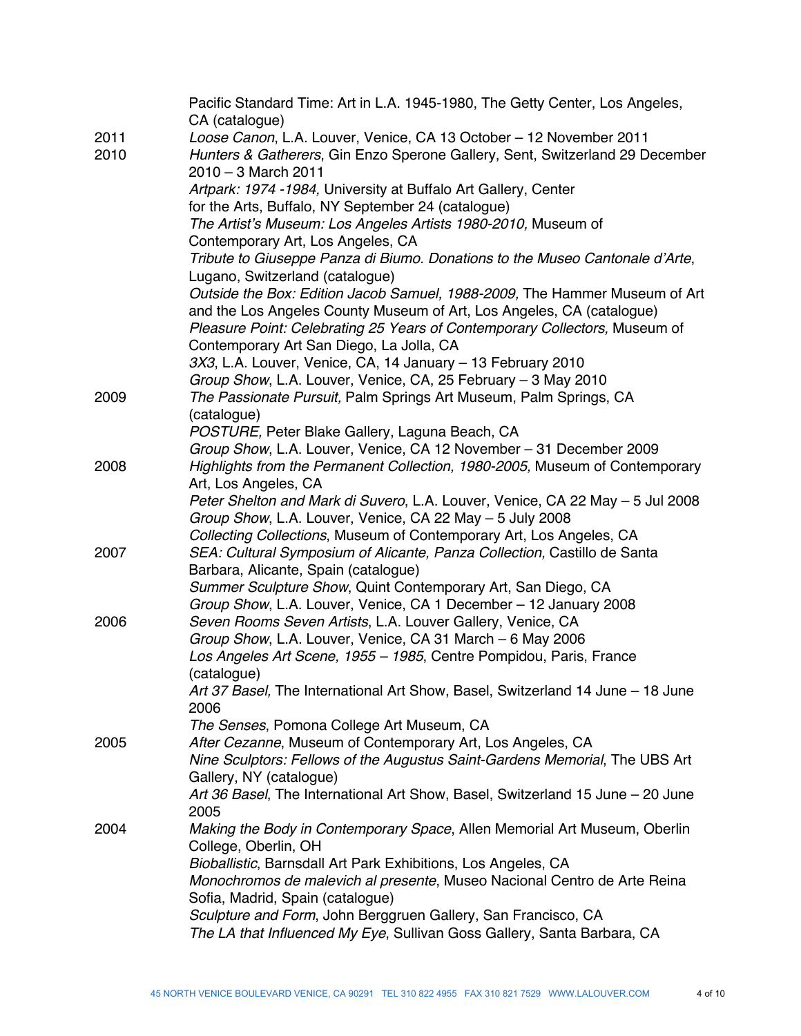| | |
|---|---|
| | Pacific Standard Time: Art in L.A. 1945-1980, The Getty Center, Los Angeles, CA (catalogue) |
| 2011 | *Loose Canon*, L.A. Louver, Venice, CA 13 October – 12 November 2011 |
| 2010 | *Hunters & Gatherers*, Gin Enzo Sperone Gallery, Sent, Switzerland 29 December 2010 – 3 March 2011 |
| | *Artpark: 1974 -1984,* University at Buffalo Art Gallery, Center for the Arts, Buffalo, NY September 24 (catalogue) |
| | *The Artist's Museum: Los Angeles Artists 1980-2010,* Museum of Contemporary Art, Los Angeles, CA |
| | *Tribute to Giuseppe Panza di Biumo. Donations to the Museo Cantonale d'Arte*, Lugano, Switzerland (catalogue) |
| | *Outside the Box: Edition Jacob Samuel, 1988-2009,* The Hammer Museum of Art and the Los Angeles County Museum of Art, Los Angeles, CA (catalogue) |
| | *Pleasure Point: Celebrating 25 Years of Contemporary Collectors,* Museum of Contemporary Art San Diego, La Jolla, CA |
| | *3X3*, L.A. Louver, Venice, CA, 14 January – 13 February 2010 |
| | *Group Show*, L.A. Louver, Venice, CA, 25 February – 3 May 2010 |
| 2009 | *The Passionate Pursuit,* Palm Springs Art Museum, Palm Springs, CA (catalogue) |
| | *POSTURE,* Peter Blake Gallery, Laguna Beach, CA |
| | *Group Show*, L.A. Louver, Venice, CA 12 November – 31 December 2009 |
| 2008 | *Highlights from the Permanent Collection, 1980-2005,* Museum of Contemporary Art, Los Angeles, CA |
| | *Peter Shelton and Mark di Suvero*, L.A. Louver, Venice, CA 22 May – 5 Jul 2008 |
| | *Group Show*, L.A. Louver, Venice, CA 22 May – 5 July 2008 |
| | *Collecting Collections*, Museum of Contemporary Art, Los Angeles, CA |
| 2007 | *SEA: Cultural Symposium of Alicante, Panza Collection,* Castillo de Santa Barbara, Alicante, Spain (catalogue) |
| | *Summer Sculpture Show*, Quint Contemporary Art, San Diego, CA |
| | *Group Show*, L.A. Louver, Venice, CA 1 December – 12 January 2008 |
| 2006 | *Seven Rooms Seven Artists*, L.A. Louver Gallery, Venice, CA |
| | *Group Show*, L.A. Louver, Venice, CA 31 March – 6 May 2006 |
| | *Los Angeles Art Scene, 1955 – 1985*, Centre Pompidou, Paris, France (catalogue) |
| | *Art 37 Basel,* The International Art Show, Basel, Switzerland 14 June – 18 June 2006 |
| | *The Senses*, Pomona College Art Museum, CA |
| 2005 | *After Cezanne*, Museum of Contemporary Art, Los Angeles, CA |
| | *Nine Sculptors: Fellows of the Augustus Saint-Gardens Memorial*, The UBS Art Gallery, NY (catalogue) |
| | *Art 36 Basel*, The International Art Show, Basel, Switzerland 15 June – 20 June 2005 |
| 2004 | *Making the Body in Contemporary Space*, Allen Memorial Art Museum, Oberlin College, Oberlin, OH |
| | *Bioballistic*, Barnsdall Art Park Exhibitions, Los Angeles, CA |
| | *Monochromos de malevich al presente*, Museo Nacional Centro de Arte Reina Sofia, Madrid, Spain (catalogue) |
| | *Sculpture and Form*, John Berggruen Gallery, San Francisco, CA |
| | *The LA that Influenced My Eye*, Sullivan Goss Gallery, Santa Barbara, CA |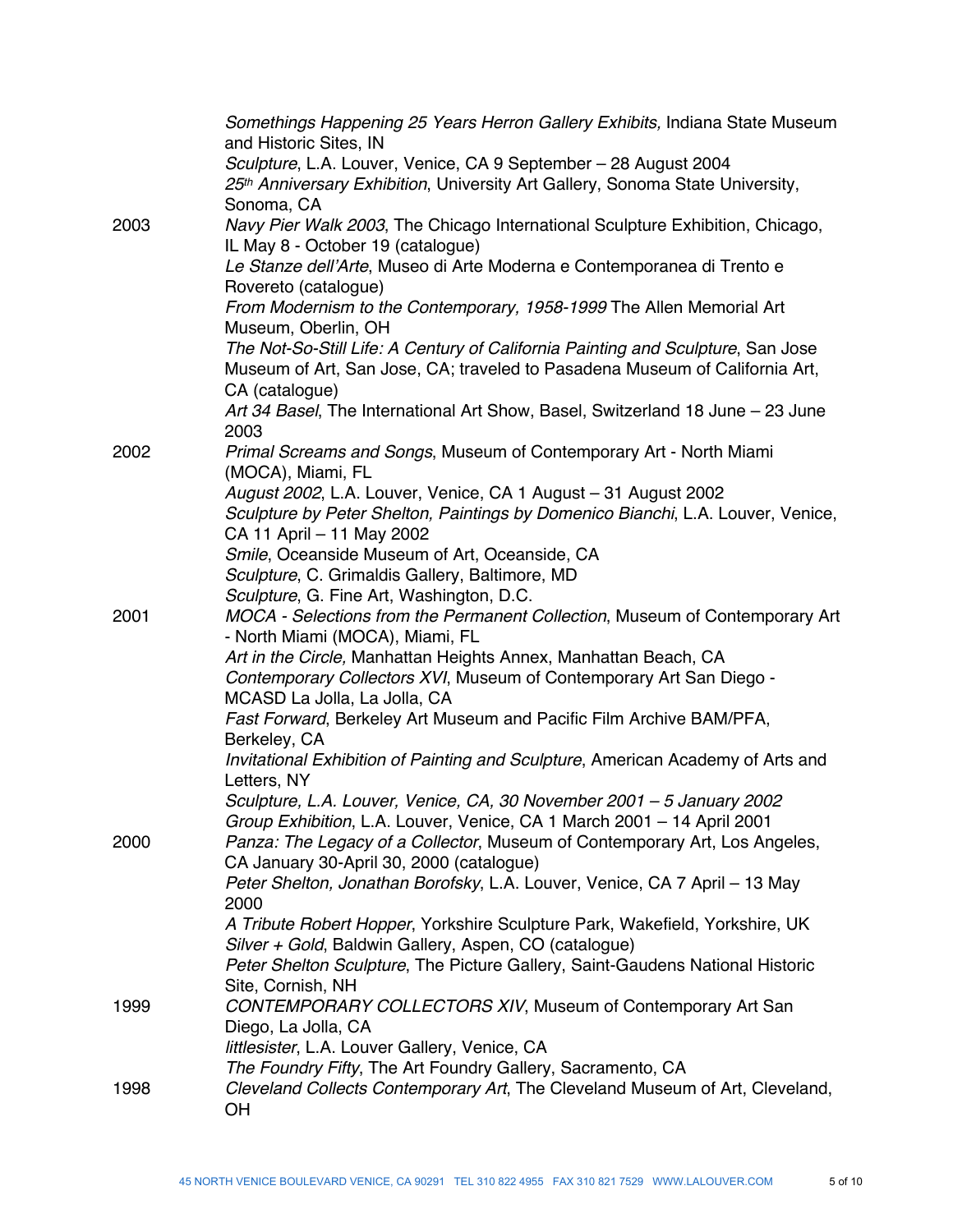*Somethings Happening 25 Years Herron Gallery Exhibits,* Indiana State Museum and Historic Sites, IN
*Sculpture*, L.A. Louver, Venice, CA 9 September – 28 August 2004
*25th Anniversary Exhibition*, University Art Gallery, Sonoma State University, Sonoma, CA

2003
*Navy Pier Walk 2003*, The Chicago International Sculpture Exhibition, Chicago, IL May 8 - October 19 (catalogue)
*Le Stanze dell'Arte*, Museo di Arte Moderna e Contemporanea di Trento e Rovereto (catalogue)
*From Modernism to the Contemporary, 1958-1999* The Allen Memorial Art Museum, Oberlin, OH
*The Not-So-Still Life: A Century of California Painting and Sculpture*, San Jose Museum of Art, San Jose, CA; traveled to Pasadena Museum of California Art, CA (catalogue)
*Art 34 Basel*, The International Art Show, Basel, Switzerland 18 June – 23 June 2003

2002
*Primal Screams and Songs*, Museum of Contemporary Art - North Miami (MOCA), Miami, FL
*August 2002*, L.A. Louver, Venice, CA 1 August – 31 August 2002
*Sculpture by Peter Shelton, Paintings by Domenico Bianchi*, L.A. Louver, Venice, CA 11 April – 11 May 2002
*Smile*, Oceanside Museum of Art, Oceanside, CA
*Sculpture*, C. Grimaldis Gallery, Baltimore, MD
*Sculpture*, G. Fine Art, Washington, D.C.

2001
*MOCA - Selections from the Permanent Collection*, Museum of Contemporary Art - North Miami (MOCA), Miami, FL
*Art in the Circle,* Manhattan Heights Annex, Manhattan Beach, CA
*Contemporary Collectors XVI*, Museum of Contemporary Art San Diego - MCASD La Jolla, La Jolla, CA
*Fast Forward*, Berkeley Art Museum and Pacific Film Archive BAM/PFA, Berkeley, CA
*Invitational Exhibition of Painting and Sculpture*, American Academy of Arts and Letters, NY
*Sculpture, L.A. Louver, Venice, CA, 30 November 2001 – 5 January 2002*
*Group Exhibition*, L.A. Louver, Venice, CA 1 March 2001 – 14 April 2001

2000
*Panza: The Legacy of a Collector*, Museum of Contemporary Art, Los Angeles, CA January 30-April 30, 2000 (catalogue)
*Peter Shelton, Jonathan Borofsky*, L.A. Louver, Venice, CA 7 April – 13 May 2000
*A Tribute Robert Hopper*, Yorkshire Sculpture Park, Wakefield, Yorkshire, UK
*Silver + Gold*, Baldwin Gallery, Aspen, CO (catalogue)
*Peter Shelton Sculpture*, The Picture Gallery, Saint-Gaudens National Historic Site, Cornish, NH

1999
*CONTEMPORARY COLLECTORS XIV*, Museum of Contemporary Art San Diego, La Jolla, CA
*littlesister*, L.A. Louver Gallery, Venice, CA
*The Foundry Fifty*, The Art Foundry Gallery, Sacramento, CA

1998
*Cleveland Collects Contemporary Art*, The Cleveland Museum of Art, Cleveland, OH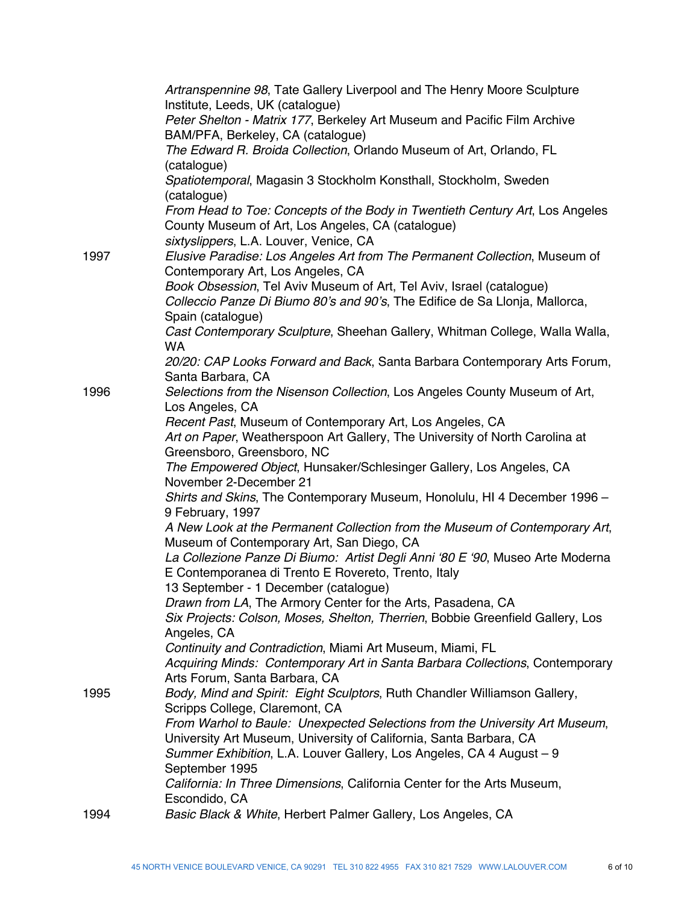*Artranspennine 98*, Tate Gallery Liverpool and The Henry Moore Sculpture Institute, Leeds, UK (catalogue)
*Peter Shelton - Matrix 177*, Berkeley Art Museum and Pacific Film Archive BAM/PFA, Berkeley, CA (catalogue)
*The Edward R. Broida Collection*, Orlando Museum of Art, Orlando, FL (catalogue)
*Spatiotemporal*, Magasin 3 Stockholm Konsthall, Stockholm, Sweden (catalogue)
*From Head to Toe: Concepts of the Body in Twentieth Century Art*, Los Angeles County Museum of Art, Los Angeles, CA (catalogue)
*sixtyslippers*, L.A. Louver, Venice, CA

1997
*Elusive Paradise: Los Angeles Art from The Permanent Collection*, Museum of Contemporary Art, Los Angeles, CA
*Book Obsession*, Tel Aviv Museum of Art, Tel Aviv, Israel (catalogue)
*Colleccio Panze Di Biumo 80's and 90's*, The Edifice de Sa Llonja, Mallorca, Spain (catalogue)
*Cast Contemporary Sculpture*, Sheehan Gallery, Whitman College, Walla Walla, WA
*20/20: CAP Looks Forward and Back*, Santa Barbara Contemporary Arts Forum, Santa Barbara, CA

1996
*Selections from the Nisenson Collection*, Los Angeles County Museum of Art, Los Angeles, CA
*Recent Past*, Museum of Contemporary Art, Los Angeles, CA
*Art on Paper*, Weatherspoon Art Gallery, The University of North Carolina at Greensboro, Greensboro, NC
*The Empowered Object*, Hunsaker/Schlesinger Gallery, Los Angeles, CA November 2-December 21
*Shirts and Skins*, The Contemporary Museum, Honolulu, HI 4 December 1996 – 9 February, 1997
*A New Look at the Permanent Collection from the Museum of Contemporary Art*, Museum of Contemporary Art, San Diego, CA
*La Collezione Panze Di Biumo: Artist Degli Anni '80 E '90*, Museo Arte Moderna E Contemporanea di Trento E Rovereto, Trento, Italy
13 September - 1 December (catalogue)
*Drawn from LA*, The Armory Center for the Arts, Pasadena, CA
*Six Projects: Colson, Moses, Shelton, Therrien*, Bobbie Greenfield Gallery, Los Angeles, CA
*Continuity and Contradiction*, Miami Art Museum, Miami, FL
*Acquiring Minds: Contemporary Art in Santa Barbara Collections*, Contemporary Arts Forum, Santa Barbara, CA

1995
*Body, Mind and Spirit: Eight Sculptors*, Ruth Chandler Williamson Gallery, Scripps College, Claremont, CA
*From Warhol to Baule: Unexpected Selections from the University Art Museum*, University Art Museum, University of California, Santa Barbara, CA
*Summer Exhibition*, L.A. Louver Gallery, Los Angeles, CA 4 August – 9 September 1995
*California: In Three Dimensions*, California Center for the Arts Museum, Escondido, CA

1994
*Basic Black & White*, Herbert Palmer Gallery, Los Angeles, CA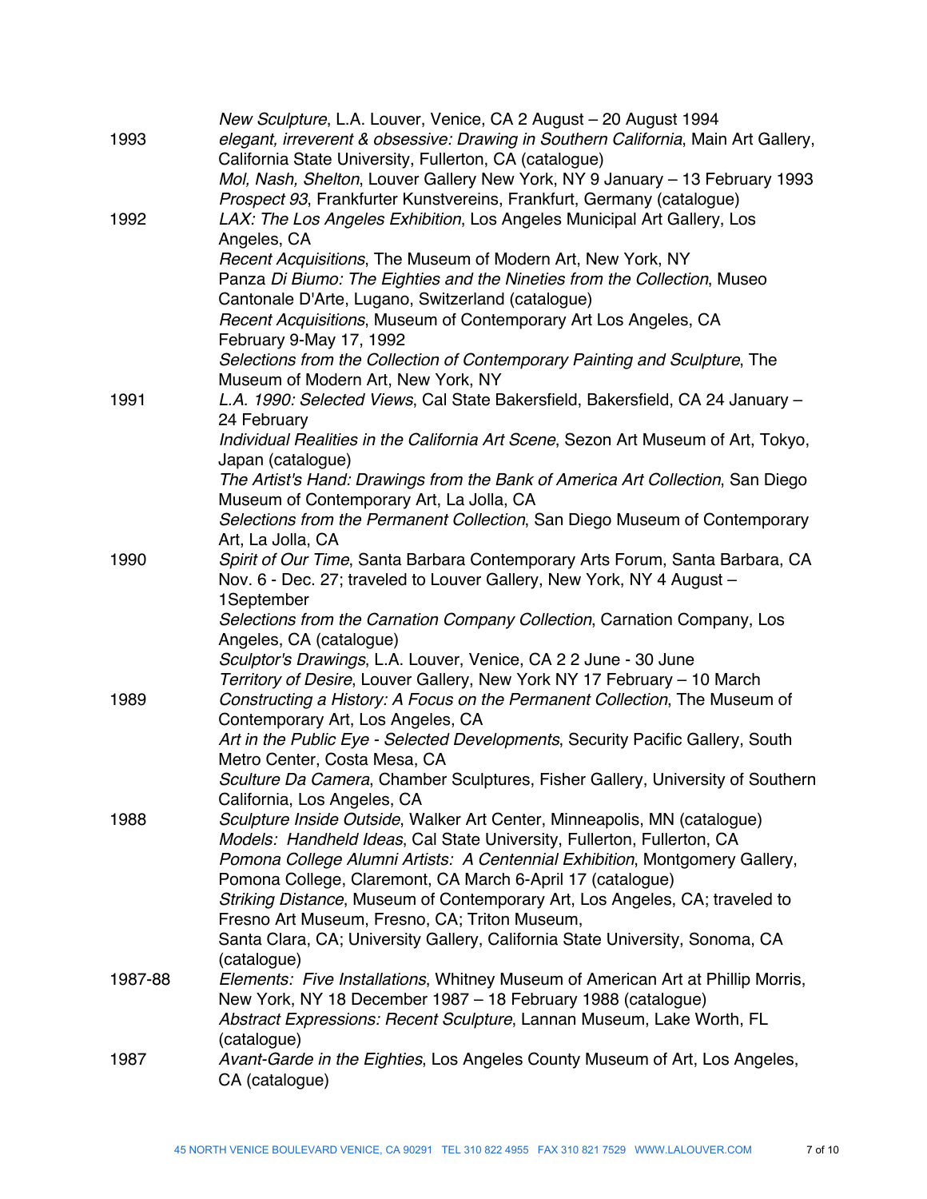| | |
|---|---|
| | *New Sculpture*, L.A. Louver, Venice, CA 2 August – 20 August 1994 |
| 1993 | *elegant, irreverent & obsessive: Drawing in Southern California*, Main Art Gallery, California State University, Fullerton, CA (catalogue) |
| | *Mol, Nash, Shelton*, Louver Gallery New York, NY 9 January – 13 February 1993 |
| | *Prospect 93*, Frankfurter Kunstvereins, Frankfurt, Germany (catalogue) |
| 1992 | *LAX: The Los Angeles Exhibition*, Los Angeles Municipal Art Gallery, Los Angeles, CA |
| | *Recent Acquisitions*, The Museum of Modern Art, New York, NY |
| | Panza *Di Biumo: The Eighties and the Nineties from the Collection*, Museo Cantonale D'Arte, Lugano, Switzerland (catalogue) |
| | *Recent Acquisitions*, Museum of Contemporary Art Los Angeles, CA February 9-May 17, 1992 |
| | *Selections from the Collection of Contemporary Painting and Sculpture*, The Museum of Modern Art, New York, NY |
| 1991 | *L.A. 1990: Selected Views*, Cal State Bakersfield, Bakersfield, CA 24 January – 24 February |
| | *Individual Realities in the California Art Scene*, Sezon Art Museum of Art, Tokyo, Japan (catalogue) |
| | *The Artist's Hand: Drawings from the Bank of America Art Collection*, San Diego Museum of Contemporary Art, La Jolla, CA |
| | *Selections from the Permanent Collection*, San Diego Museum of Contemporary Art, La Jolla, CA |
| 1990 | *Spirit of Our Time*, Santa Barbara Contemporary Arts Forum, Santa Barbara, CA Nov. 6 - Dec. 27; traveled to Louver Gallery, New York, NY 4 August – 1September |
| | *Selections from the Carnation Company Collection*, Carnation Company, Los Angeles, CA (catalogue) |
| | *Sculptor's Drawings*, L.A. Louver, Venice, CA 2 2 June - 30 June |
| | *Territory of Desire*, Louver Gallery, New York NY 17 February – 10 March |
| 1989 | *Constructing a History: A Focus on the Permanent Collection*, The Museum of Contemporary Art, Los Angeles, CA |
| | *Art in the Public Eye - Selected Developments*, Security Pacific Gallery, South Metro Center, Costa Mesa, CA |
| | *Sculture Da Camera*, Chamber Sculptures, Fisher Gallery, University of Southern California, Los Angeles, CA |
| 1988 | *Sculpture Inside Outside*, Walker Art Center, Minneapolis, MN (catalogue) |
| | *Models: Handheld Ideas*, Cal State University, Fullerton, Fullerton, CA |
| | *Pomona College Alumni Artists: A Centennial Exhibition*, Montgomery Gallery, Pomona College, Claremont, CA March 6-April 17 (catalogue) |
| | *Striking Distance*, Museum of Contemporary Art, Los Angeles, CA; traveled to Fresno Art Museum, Fresno, CA; Triton Museum, Santa Clara, CA; University Gallery, California State University, Sonoma, CA (catalogue) |
| 1987-88 | *Elements: Five Installations*, Whitney Museum of American Art at Phillip Morris, New York, NY 18 December 1987 – 18 February 1988 (catalogue) |
| | *Abstract Expressions: Recent Sculpture*, Lannan Museum, Lake Worth, FL (catalogue) |
| 1987 | *Avant-Garde in the Eighties*, Los Angeles County Museum of Art, Los Angeles, CA (catalogue) |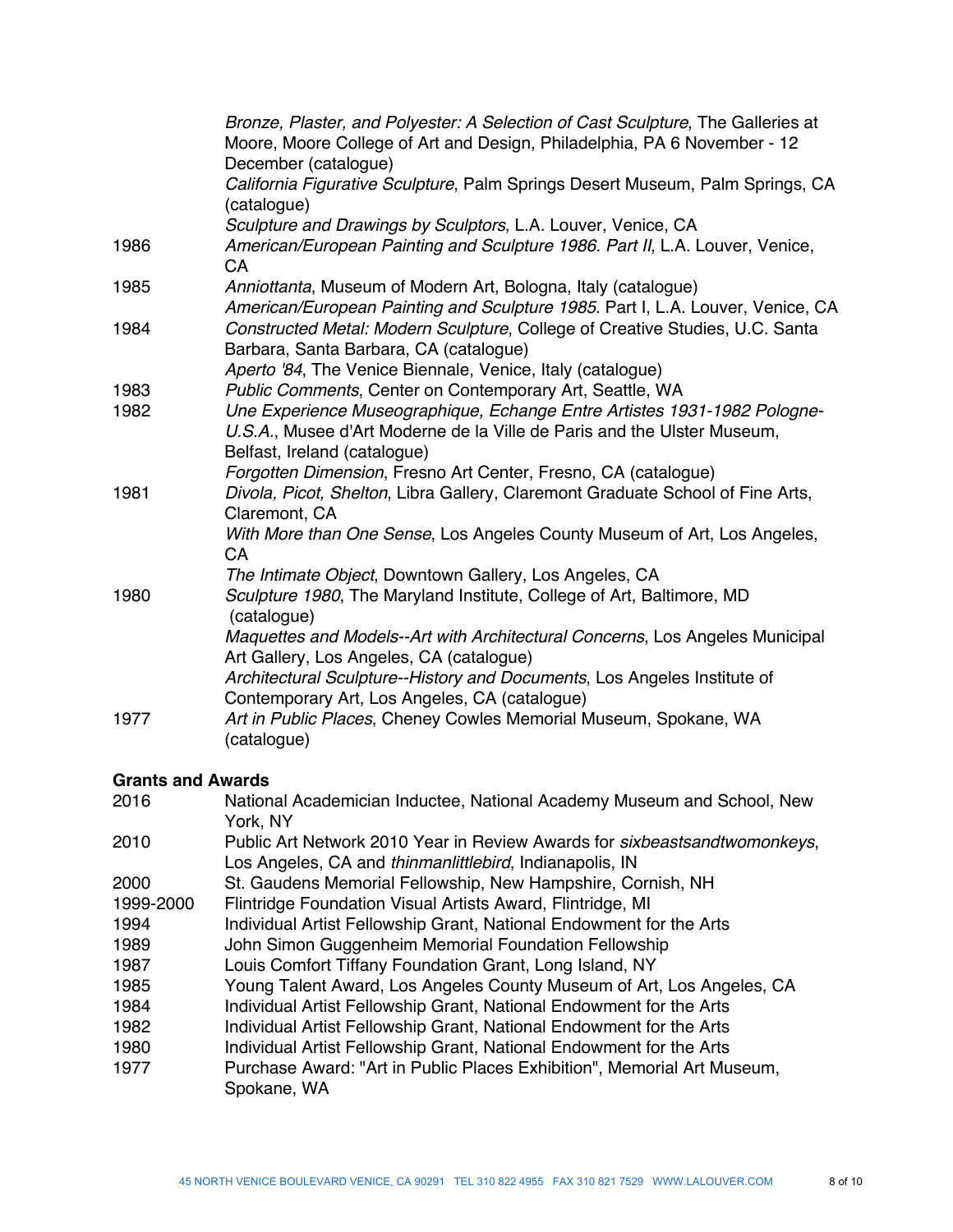*Bronze, Plaster, and Polyester: A Selection of Cast Sculpture*, The Galleries at Moore, Moore College of Art and Design, Philadelphia, PA 6 November - 12 December (catalogue)
*California Figurative Sculpture*, Palm Springs Desert Museum, Palm Springs, CA (catalogue)
*Sculpture and Drawings by Sculptors*, L.A. Louver, Venice, CA

1986 *American/European Painting and Sculpture 1986. Part II*, L.A. Louver, Venice, CA

1985 *Anniottanta*, Museum of Modern Art, Bologna, Italy (catalogue)
*American/European Painting and Sculpture 1985*. Part I, L.A. Louver, Venice, CA

1984 *Constructed Metal: Modern Sculpture*, College of Creative Studies, U.C. Santa Barbara, Santa Barbara, CA (catalogue)
*Aperto '84*, The Venice Biennale, Venice, Italy (catalogue)

1983 *Public Comments*, Center on Contemporary Art, Seattle, WA

1982 *Une Experience Museographique, Echange Entre Artistes 1931-1982 Pologne-U.S.A.*, Musee d'Art Moderne de la Ville de Paris and the Ulster Museum, Belfast, Ireland (catalogue)
*Forgotten Dimension*, Fresno Art Center, Fresno, CA (catalogue)

1981 *Divola, Picot, Shelton*, Libra Gallery, Claremont Graduate School of Fine Arts, Claremont, CA
*With More than One Sense*, Los Angeles County Museum of Art, Los Angeles, CA
*The Intimate Object*, Downtown Gallery, Los Angeles, CA

1980 *Sculpture 1980*, The Maryland Institute, College of Art, Baltimore, MD (catalogue)
*Maquettes and Models--Art with Architectural Concerns*, Los Angeles Municipal Art Gallery, Los Angeles, CA (catalogue)
*Architectural Sculpture--History and Documents*, Los Angeles Institute of Contemporary Art, Los Angeles, CA (catalogue)

1977 *Art in Public Places*, Cheney Cowles Memorial Museum, Spokane, WA (catalogue)

**Grants and Awards**

2016 National Academician Inductee, National Academy Museum and School, New York, NY

2010 Public Art Network 2010 Year in Review Awards for *sixbeastsandtwomonkeys*, Los Angeles, CA and *thinmanlittlebird*, Indianapolis, IN

2000 St. Gaudens Memorial Fellowship, New Hampshire, Cornish, NH

1999-2000 Flintridge Foundation Visual Artists Award, Flintridge, MI

1994 Individual Artist Fellowship Grant, National Endowment for the Arts

1989 John Simon Guggenheim Memorial Foundation Fellowship

1987 Louis Comfort Tiffany Foundation Grant, Long Island, NY

1985 Young Talent Award, Los Angeles County Museum of Art, Los Angeles, CA

1984 Individual Artist Fellowship Grant, National Endowment for the Arts

1982 Individual Artist Fellowship Grant, National Endowment for the Arts

1980 Individual Artist Fellowship Grant, National Endowment for the Arts

1977 Purchase Award: "Art in Public Places Exhibition", Memorial Art Museum, Spokane, WA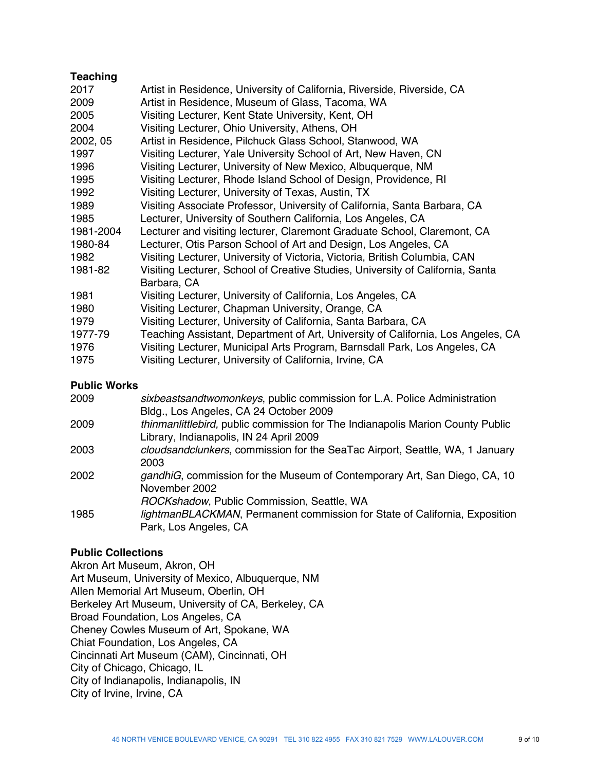### Teaching

| | |
|---|---|
| 2017 | Artist in Residence, University of California, Riverside, Riverside, CA |
| 2009 | Artist in Residence, Museum of Glass, Tacoma, WA |
| 2005 | Visiting Lecturer, Kent State University, Kent, OH |
| 2004 | Visiting Lecturer, Ohio University, Athens, OH |
| 2002, 05 | Artist in Residence, Pilchuck Glass School, Stanwood, WA |
| 1997 | Visiting Lecturer, Yale University School of Art, New Haven, CN |
| 1996 | Visiting Lecturer, University of New Mexico, Albuquerque, NM |
| 1995 | Visiting Lecturer, Rhode Island School of Design, Providence, RI |
| 1992 | Visiting Lecturer, University of Texas, Austin, TX |
| 1989 | Visiting Associate Professor, University of California, Santa Barbara, CA |
| 1985 | Lecturer, University of Southern California, Los Angeles, CA |
| 1981-2004 | Lecturer and visiting lecturer, Claremont Graduate School, Claremont, CA |
| 1980-84 | Lecturer, Otis Parson School of Art and Design, Los Angeles, CA |
| 1982 | Visiting Lecturer, University of Victoria, Victoria, British Columbia, CAN |
| 1981-82 | Visiting Lecturer, School of Creative Studies, University of California, Santa Barbara, CA |
| 1981 | Visiting Lecturer, University of California, Los Angeles, CA |
| 1980 | Visiting Lecturer, Chapman University, Orange, CA |
| 1979 | Visiting Lecturer, University of California, Santa Barbara, CA |
| 1977-79 | Teaching Assistant, Department of Art, University of California, Los Angeles, CA |
| 1976 | Visiting Lecturer, Municipal Arts Program, Barnsdall Park, Los Angeles, CA |
| 1975 | Visiting Lecturer, University of California, Irvine, CA |

### Public Works

| | |
|---|---|
| 2009 | *sixbeastsandtwomonkeys*, public commission for L.A. Police Administration Bldg., Los Angeles, CA 24 October 2009 |
| 2009 | *thinmanlittlebird,* public commission for The Indianapolis Marion County Public Library, Indianapolis, IN 24 April 2009 |
| 2003 | *cloudsandclunkers*, commission for the SeaTac Airport, Seattle, WA, 1 January 2003 |
| 2002 | *gandhiG*, commission for the Museum of Contemporary Art, San Diego, CA, 10 November 2002 |
| | *ROCKshadow*, Public Commission, Seattle, WA |
| 1985 | *lightmanBLACKMAN*, Permanent commission for State of California, Exposition Park, Los Angeles, CA |

### Public Collections

Akron Art Museum, Akron, OH
Art Museum, University of Mexico, Albuquerque, NM
Allen Memorial Art Museum, Oberlin, OH
Berkeley Art Museum, University of CA, Berkeley, CA
Broad Foundation, Los Angeles, CA
Cheney Cowles Museum of Art, Spokane, WA
Chiat Foundation, Los Angeles, CA
Cincinnati Art Museum (CAM), Cincinnati, OH
City of Chicago, Chicago, IL
City of Indianapolis, Indianapolis, IN
City of Irvine, Irvine, CA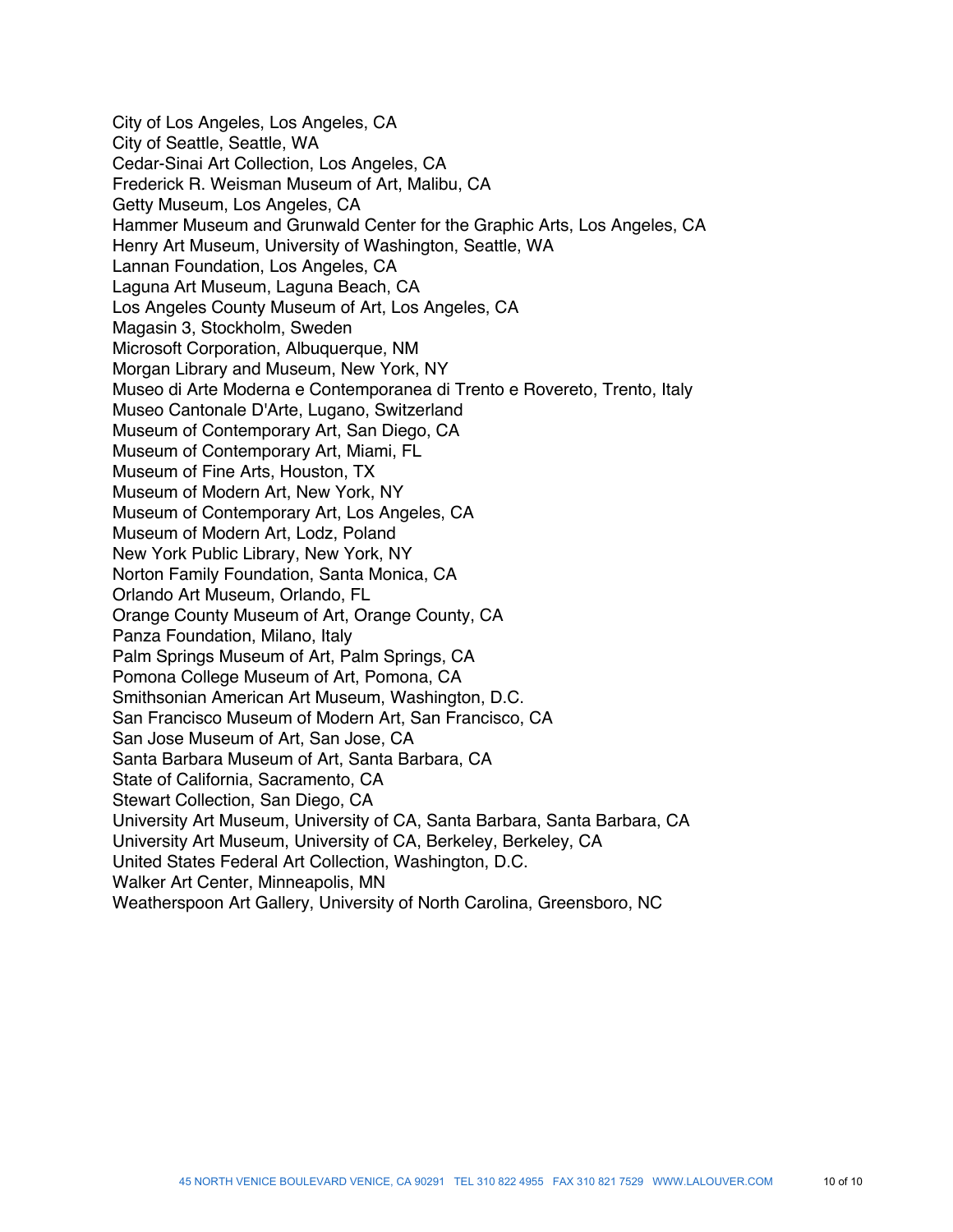City of Los Angeles, Los Angeles, CA
City of Seattle, Seattle, WA
Cedar-Sinai Art Collection, Los Angeles, CA
Frederick R. Weisman Museum of Art, Malibu, CA
Getty Museum, Los Angeles, CA
Hammer Museum and Grunwald Center for the Graphic Arts, Los Angeles, CA
Henry Art Museum, University of Washington, Seattle, WA
Lannan Foundation, Los Angeles, CA
Laguna Art Museum, Laguna Beach, CA
Los Angeles County Museum of Art, Los Angeles, CA
Magasin 3, Stockholm, Sweden
Microsoft Corporation, Albuquerque, NM
Morgan Library and Museum, New York, NY
Museo di Arte Moderna e Contemporanea di Trento e Rovereto, Trento, Italy
Museo Cantonale D'Arte, Lugano, Switzerland
Museum of Contemporary Art, San Diego, CA
Museum of Contemporary Art, Miami, FL
Museum of Fine Arts, Houston, TX
Museum of Modern Art, New York, NY
Museum of Contemporary Art, Los Angeles, CA
Museum of Modern Art, Lodz, Poland
New York Public Library, New York, NY
Norton Family Foundation, Santa Monica, CA
Orlando Art Museum, Orlando, FL
Orange County Museum of Art, Orange County, CA
Panza Foundation, Milano, Italy
Palm Springs Museum of Art, Palm Springs, CA
Pomona College Museum of Art, Pomona, CA
Smithsonian American Art Museum, Washington, D.C.
San Francisco Museum of Modern Art, San Francisco, CA
San Jose Museum of Art, San Jose, CA
Santa Barbara Museum of Art, Santa Barbara, CA
State of California, Sacramento, CA
Stewart Collection, San Diego, CA
University Art Museum, University of CA, Santa Barbara, Santa Barbara, CA
University Art Museum, University of CA, Berkeley, Berkeley, CA
United States Federal Art Collection, Washington, D.C.
Walker Art Center, Minneapolis, MN
Weatherspoon Art Gallery, University of North Carolina, Greensboro, NC